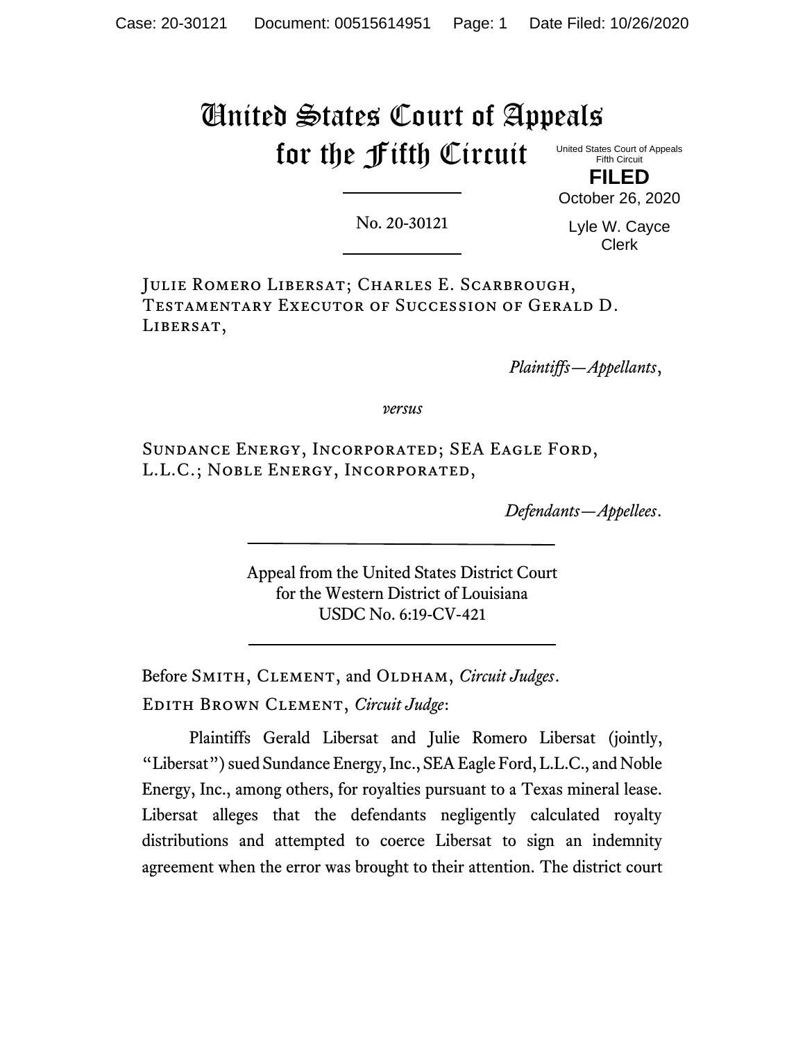# United States Court of Appeals for the Fifth Circuit

United States Court of Appeals
Fifth Circuit

**FILED**

October 26, 2020

Lyle W. Cayce
Clerk

---

No. 20-30121

---

Julie Romero Libersat; Charles E. Scarbrough, Testamentary Executor of Succession of Gerald D. Libersat,

*Plaintiffs—Appellants*,

*versus*

Sundance Energy, Incorporated; SEA Eagle Ford, L.L.C.; Noble Energy, Incorporated,

*Defendants—Appellees*.

---

Appeal from the United States District Court
for the Western District of Louisiana
USDC No. 6:19-CV-421

---

Before Smith, Clement, and Oldham, *Circuit Judges*.

Edith Brown Clement, *Circuit Judge*:

Plaintiffs Gerald Libersat and Julie Romero Libersat (jointly, "Libersat") sued Sundance Energy, Inc., SEA Eagle Ford, L.L.C., and Noble Energy, Inc., among others, for royalties pursuant to a Texas mineral lease. Libersat alleges that the defendants negligently calculated royalty distributions and attempted to coerce Libersat to sign an indemnity agreement when the error was brought to their attention. The district court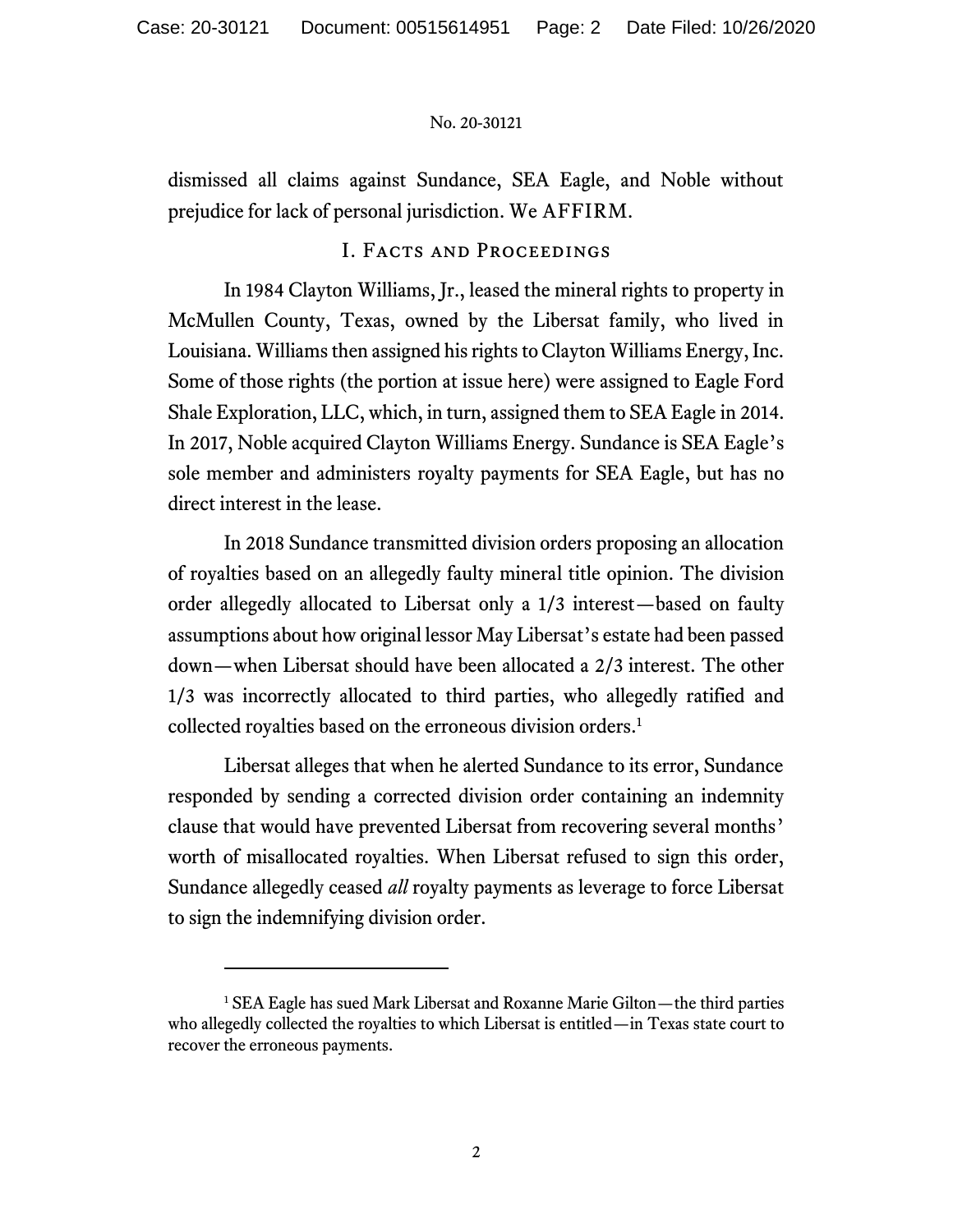dismissed all claims against Sundance, SEA Eagle, and Noble without prejudice for lack of personal jurisdiction. We AFFIRM.

## I. Facts and Proceedings

In 1984 Clayton Williams, Jr., leased the mineral rights to property in McMullen County, Texas, owned by the Libersat family, who lived in Louisiana. Williams then assigned his rights to Clayton Williams Energy, Inc. Some of those rights (the portion at issue here) were assigned to Eagle Ford Shale Exploration, LLC, which, in turn, assigned them to SEA Eagle in 2014. In 2017, Noble acquired Clayton Williams Energy. Sundance is SEA Eagle's sole member and administers royalty payments for SEA Eagle, but has no direct interest in the lease.

In 2018 Sundance transmitted division orders proposing an allocation of royalties based on an allegedly faulty mineral title opinion. The division order allegedly allocated to Libersat only a 1/3 interest—based on faulty assumptions about how original lessor May Libersat's estate had been passed down—when Libersat should have been allocated a 2/3 interest. The other 1/3 was incorrectly allocated to third parties, who allegedly ratified and collected royalties based on the erroneous division orders.[1]

Libersat alleges that when he alerted Sundance to its error, Sundance responded by sending a corrected division order containing an indemnity clause that would have prevented Libersat from recovering several months' worth of misallocated royalties. When Libersat refused to sign this order, Sundance allegedly ceased *all* royalty payments as leverage to force Libersat to sign the indemnifying division order.

[1] SEA Eagle has sued Mark Libersat and Roxanne Marie Gilton—the third parties who allegedly collected the royalties to which Libersat is entitled—in Texas state court to recover the erroneous payments.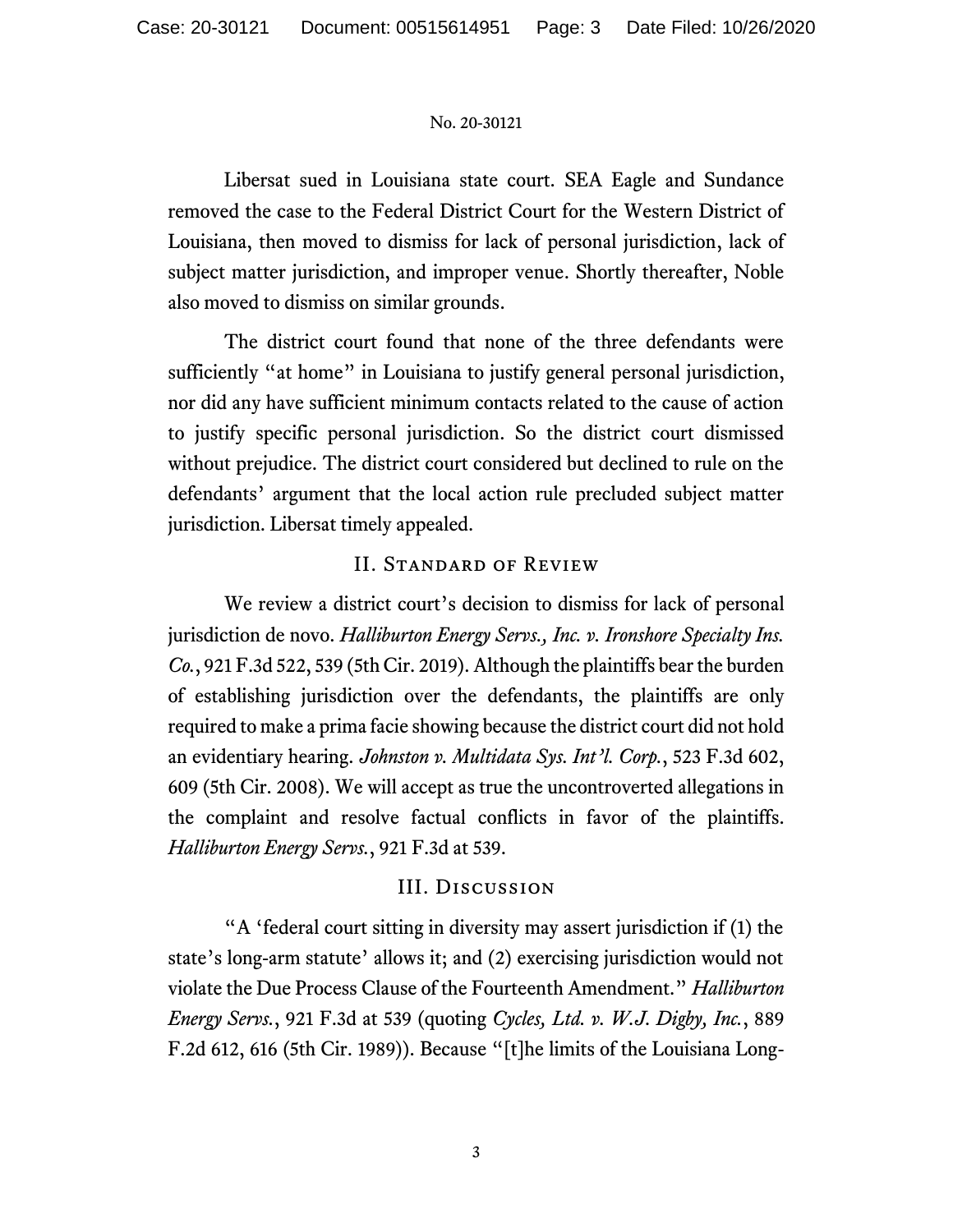Libersat sued in Louisiana state court. SEA Eagle and Sundance removed the case to the Federal District Court for the Western District of Louisiana, then moved to dismiss for lack of personal jurisdiction, lack of subject matter jurisdiction, and improper venue. Shortly thereafter, Noble also moved to dismiss on similar grounds.

The district court found that none of the three defendants were sufficiently "at home" in Louisiana to justify general personal jurisdiction, nor did any have sufficient minimum contacts related to the cause of action to justify specific personal jurisdiction. So the district court dismissed without prejudice. The district court considered but declined to rule on the defendants' argument that the local action rule precluded subject matter jurisdiction. Libersat timely appealed.

## II. Standard of Review

We review a district court's decision to dismiss for lack of personal jurisdiction de novo. *Halliburton Energy Servs., Inc. v. Ironshore Specialty Ins. Co.*, 921 F.3d 522, 539 (5th Cir. 2019). Although the plaintiffs bear the burden of establishing jurisdiction over the defendants, the plaintiffs are only required to make a prima facie showing because the district court did not hold an evidentiary hearing. *Johnston v. Multidata Sys. Int'l. Corp.*, 523 F.3d 602, 609 (5th Cir. 2008). We will accept as true the uncontroverted allegations in the complaint and resolve factual conflicts in favor of the plaintiffs. *Halliburton Energy Servs.*, 921 F.3d at 539.

## III. Discussion

"A 'federal court sitting in diversity may assert jurisdiction if (1) the state's long-arm statute' allows it; and (2) exercising jurisdiction would not violate the Due Process Clause of the Fourteenth Amendment." *Halliburton Energy Servs.*, 921 F.3d at 539 (quoting *Cycles, Ltd. v. W.J. Digby, Inc.*, 889 F.2d 612, 616 (5th Cir. 1989)). Because "[t]he limits of the Louisiana Long-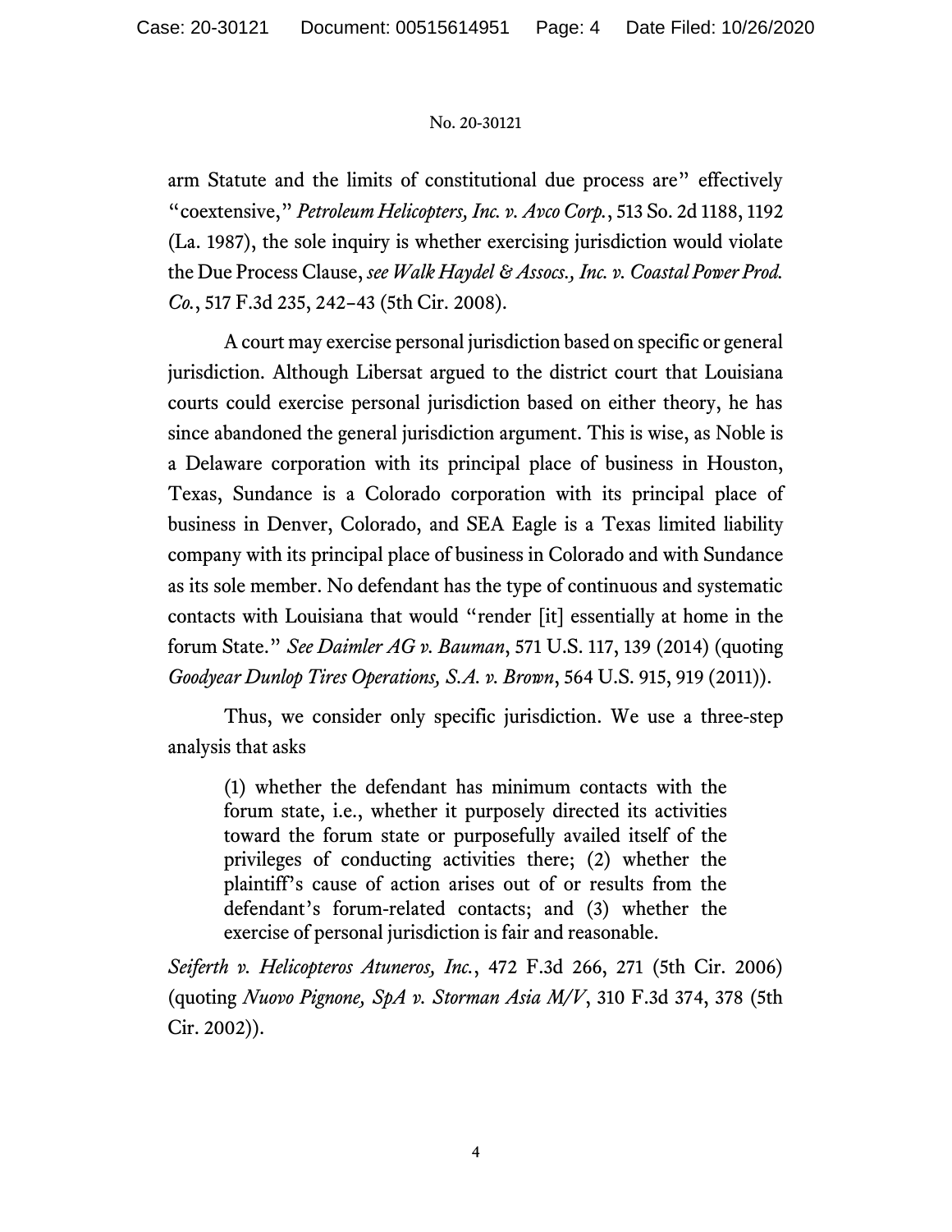arm Statute and the limits of constitutional due process are" effectively "coextensive," *Petroleum Helicopters, Inc. v. Avco Corp.*, 513 So. 2d 1188, 1192 (La. 1987), the sole inquiry is whether exercising jurisdiction would violate the Due Process Clause, *see Walk Haydel & Assocs., Inc. v. Coastal Power Prod. Co.*, 517 F.3d 235, 242–43 (5th Cir. 2008).

A court may exercise personal jurisdiction based on specific or general jurisdiction. Although Libersat argued to the district court that Louisiana courts could exercise personal jurisdiction based on either theory, he has since abandoned the general jurisdiction argument. This is wise, as Noble is a Delaware corporation with its principal place of business in Houston, Texas, Sundance is a Colorado corporation with its principal place of business in Denver, Colorado, and SEA Eagle is a Texas limited liability company with its principal place of business in Colorado and with Sundance as its sole member. No defendant has the type of continuous and systematic contacts with Louisiana that would "render [it] essentially at home in the forum State." *See Daimler AG v. Bauman*, 571 U.S. 117, 139 (2014) (quoting *Goodyear Dunlop Tires Operations, S.A. v. Brown*, 564 U.S. 915, 919 (2011)).

Thus, we consider only specific jurisdiction. We use a three-step analysis that asks

> (1) whether the defendant has minimum contacts with the forum state, i.e., whether it purposely directed its activities toward the forum state or purposefully availed itself of the privileges of conducting activities there; (2) whether the plaintiff's cause of action arises out of or results from the defendant's forum-related contacts; and (3) whether the exercise of personal jurisdiction is fair and reasonable.

*Seiferth v. Helicopteros Atuneros, Inc.*, 472 F.3d 266, 271 (5th Cir. 2006) (quoting *Nuovo Pignone, SpA v. Storman Asia M/V*, 310 F.3d 374, 378 (5th Cir. 2002)).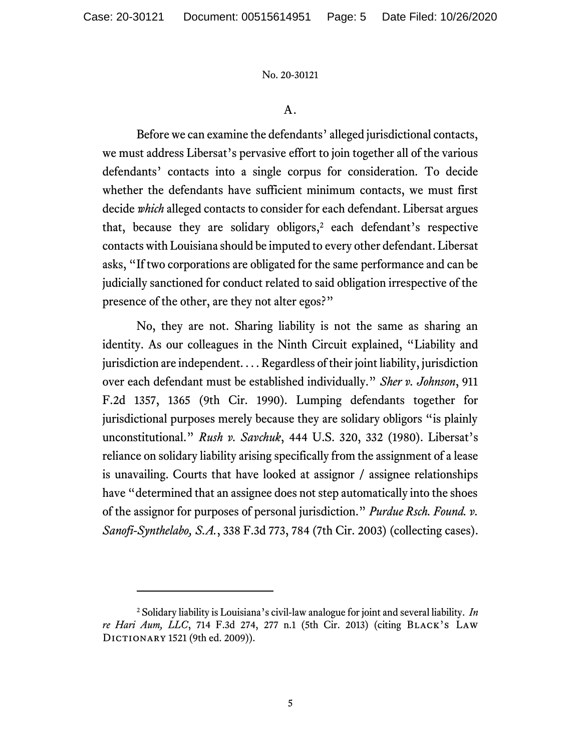### A.

Before we can examine the defendants' alleged jurisdictional contacts, we must address Libersat's pervasive effort to join together all of the various defendants' contacts into a single corpus for consideration. To decide whether the defendants have sufficient minimum contacts, we must first decide *which* alleged contacts to consider for each defendant. Libersat argues that, because they are solidary obligors,[2] each defendant's respective contacts with Louisiana should be imputed to every other defendant. Libersat asks, "If two corporations are obligated for the same performance and can be judicially sanctioned for conduct related to said obligation irrespective of the presence of the other, are they not alter egos?"

No, they are not. Sharing liability is not the same as sharing an identity. As our colleagues in the Ninth Circuit explained, "Liability and jurisdiction are independent. . . . Regardless of their joint liability, jurisdiction over each defendant must be established individually." *Sher v. Johnson*, 911 F.2d 1357, 1365 (9th Cir. 1990). Lumping defendants together for jurisdictional purposes merely because they are solidary obligors "is plainly unconstitutional." *Rush v. Savchuk*, 444 U.S. 320, 332 (1980). Libersat's reliance on solidary liability arising specifically from the assignment of a lease is unavailing. Courts that have looked at assignor / assignee relationships have "determined that an assignee does not step automatically into the shoes of the assignor for purposes of personal jurisdiction." *Purdue Rsch. Found. v. Sanofi-Synthelabo, S.A.*, 338 F.3d 773, 784 (7th Cir. 2003) (collecting cases).

---

[2] Solidary liability is Louisiana's civil-law analogue for joint and several liability. *In re Hari Aum, LLC*, 714 F.3d 274, 277 n.1 (5th Cir. 2013) (citing BLACK'S LAW DICTIONARY 1521 (9th ed. 2009)).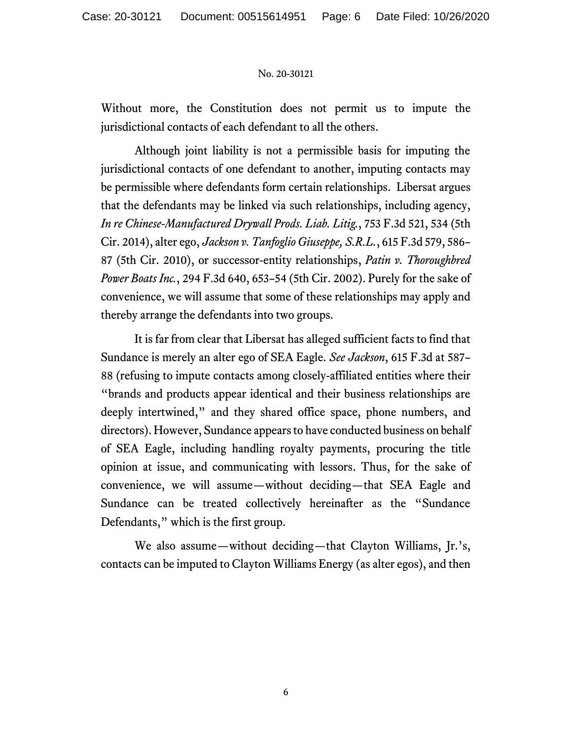Without more, the Constitution does not permit us to impute the jurisdictional contacts of each defendant to all the others.

Although joint liability is not a permissible basis for imputing the jurisdictional contacts of one defendant to another, imputing contacts may be permissible where defendants form certain relationships. Libersat argues that the defendants may be linked via such relationships, including agency, *In re Chinese-Manufactured Drywall Prods. Liab. Litig.*, 753 F.3d 521, 534 (5th Cir. 2014), alter ego, *Jackson v. Tanfoglio Giuseppe, S.R.L.*, 615 F.3d 579, 586–87 (5th Cir. 2010), or successor-entity relationships, *Patin v. Thoroughbred Power Boats Inc.*, 294 F.3d 640, 653–54 (5th Cir. 2002). Purely for the sake of convenience, we will assume that some of these relationships may apply and thereby arrange the defendants into two groups.

It is far from clear that Libersat has alleged sufficient facts to find that Sundance is merely an alter ego of SEA Eagle. *See Jackson*, 615 F.3d at 587–88 (refusing to impute contacts among closely-affiliated entities where their "brands and products appear identical and their business relationships are deeply intertwined," and they shared office space, phone numbers, and directors). However, Sundance appears to have conducted business on behalf of SEA Eagle, including handling royalty payments, procuring the title opinion at issue, and communicating with lessors. Thus, for the sake of convenience, we will assume—without deciding—that SEA Eagle and Sundance can be treated collectively hereinafter as the "Sundance Defendants," which is the first group.

We also assume—without deciding—that Clayton Williams, Jr.'s, contacts can be imputed to Clayton Williams Energy (as alter egos), and then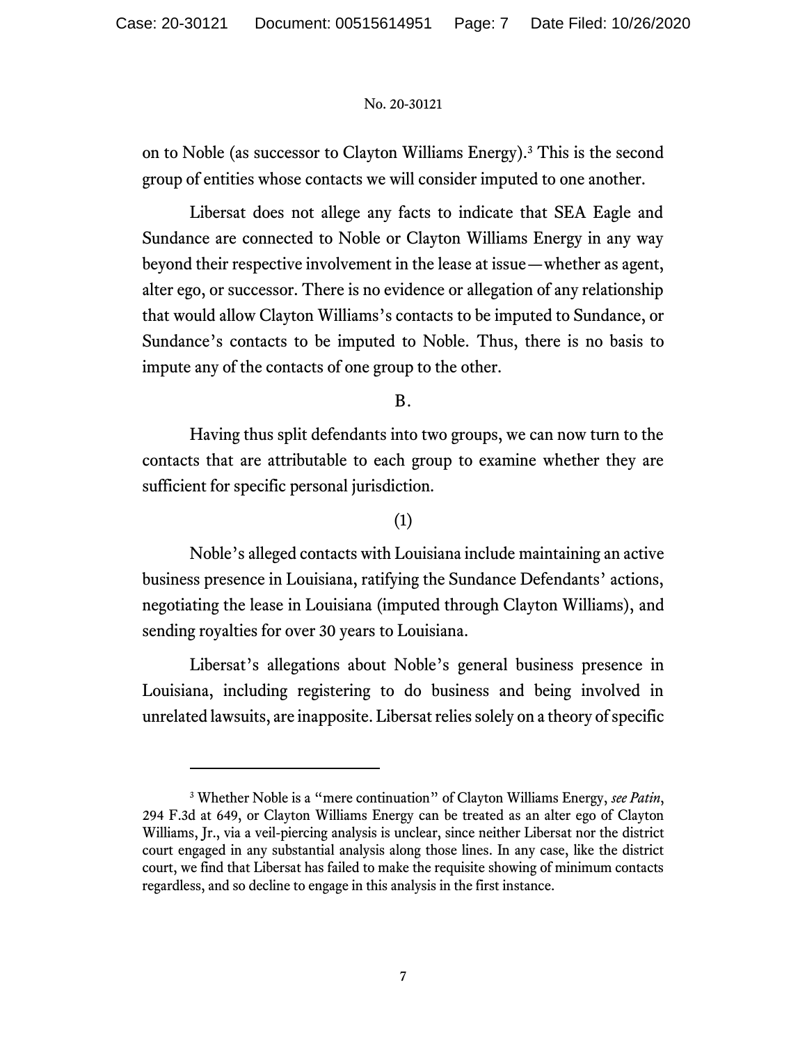on to Noble (as successor to Clayton Williams Energy).[3] This is the second group of entities whose contacts we will consider imputed to one another.

Libersat does not allege any facts to indicate that SEA Eagle and Sundance are connected to Noble or Clayton Williams Energy in any way beyond their respective involvement in the lease at issue—whether as agent, alter ego, or successor. There is no evidence or allegation of any relationship that would allow Clayton Williams's contacts to be imputed to Sundance, or Sundance's contacts to be imputed to Noble. Thus, there is no basis to impute any of the contacts of one group to the other.

B.

Having thus split defendants into two groups, we can now turn to the contacts that are attributable to each group to examine whether they are sufficient for specific personal jurisdiction.

(1)

Noble's alleged contacts with Louisiana include maintaining an active business presence in Louisiana, ratifying the Sundance Defendants' actions, negotiating the lease in Louisiana (imputed through Clayton Williams), and sending royalties for over 30 years to Louisiana.

Libersat's allegations about Noble's general business presence in Louisiana, including registering to do business and being involved in unrelated lawsuits, are inapposite. Libersat relies solely on a theory of specific

---

[3] Whether Noble is a "mere continuation" of Clayton Williams Energy, *see Patin*, 294 F.3d at 649, or Clayton Williams Energy can be treated as an alter ego of Clayton Williams, Jr., via a veil-piercing analysis is unclear, since neither Libersat nor the district court engaged in any substantial analysis along those lines. In any case, like the district court, we find that Libersat has failed to make the requisite showing of minimum contacts regardless, and so decline to engage in this analysis in the first instance.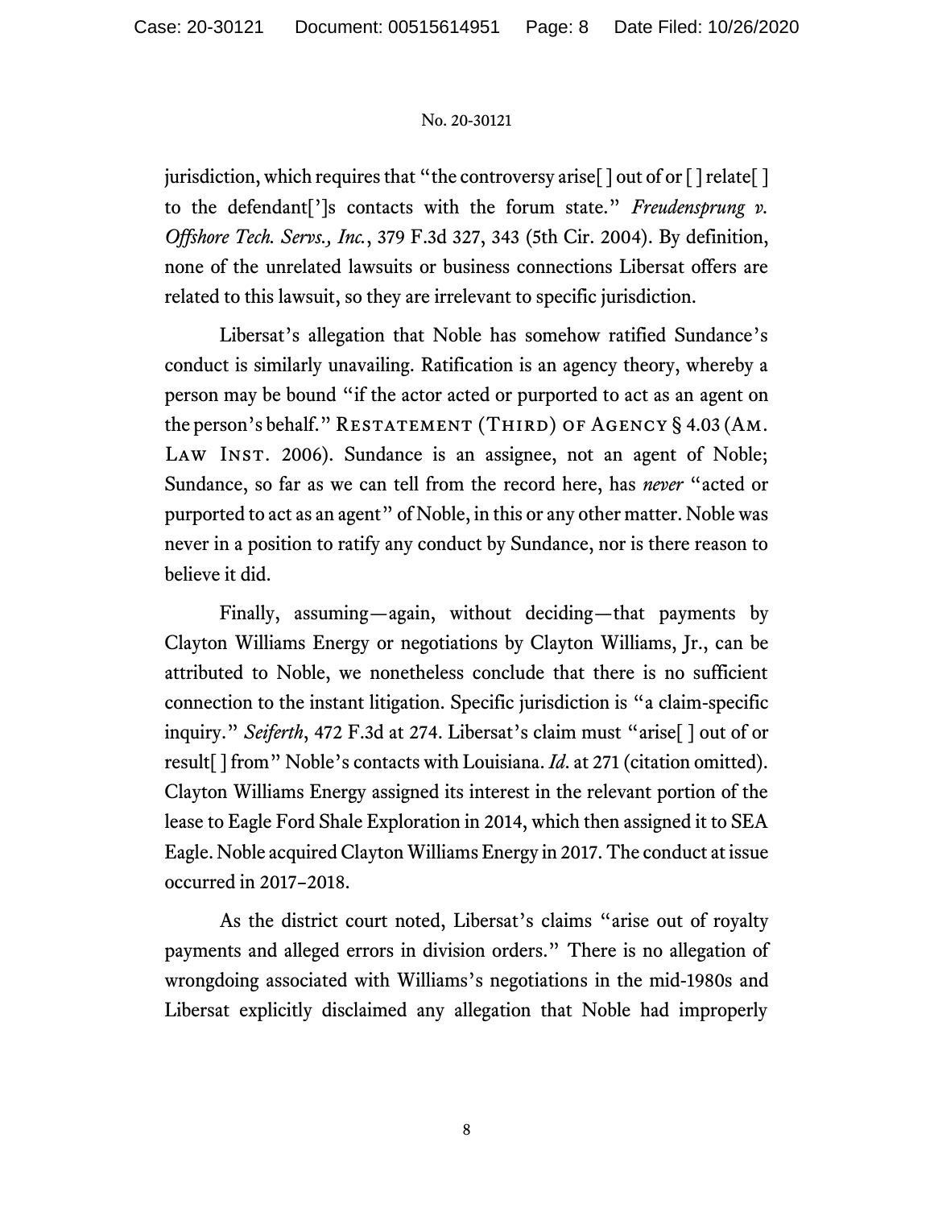jurisdiction, which requires that "the controversy arise[ ] out of or [ ] relate[ ] to the defendant[']s contacts with the forum state." *Freudensprung v. Offshore Tech. Servs., Inc.*, 379 F.3d 327, 343 (5th Cir. 2004). By definition, none of the unrelated lawsuits or business connections Libersat offers are related to this lawsuit, so they are irrelevant to specific jurisdiction.

Libersat's allegation that Noble has somehow ratified Sundance's conduct is similarly unavailing. Ratification is an agency theory, whereby a person may be bound "if the actor acted or purported to act as an agent on the person's behalf." RESTATEMENT (THIRD) OF AGENCY § 4.03 (AM. LAW INST. 2006). Sundance is an assignee, not an agent of Noble; Sundance, so far as we can tell from the record here, has *never* "acted or purported to act as an agent" of Noble, in this or any other matter. Noble was never in a position to ratify any conduct by Sundance, nor is there reason to believe it did.

Finally, assuming—again, without deciding—that payments by Clayton Williams Energy or negotiations by Clayton Williams, Jr., can be attributed to Noble, we nonetheless conclude that there is no sufficient connection to the instant litigation. Specific jurisdiction is "a claim-specific inquiry." *Seiferth*, 472 F.3d at 274. Libersat's claim must "arise[ ] out of or result[ ] from" Noble's contacts with Louisiana. *Id.* at 271 (citation omitted). Clayton Williams Energy assigned its interest in the relevant portion of the lease to Eagle Ford Shale Exploration in 2014, which then assigned it to SEA Eagle. Noble acquired Clayton Williams Energy in 2017. The conduct at issue occurred in 2017–2018.

As the district court noted, Libersat's claims "arise out of royalty payments and alleged errors in division orders." There is no allegation of wrongdoing associated with Williams's negotiations in the mid-1980s and Libersat explicitly disclaimed any allegation that Noble had improperly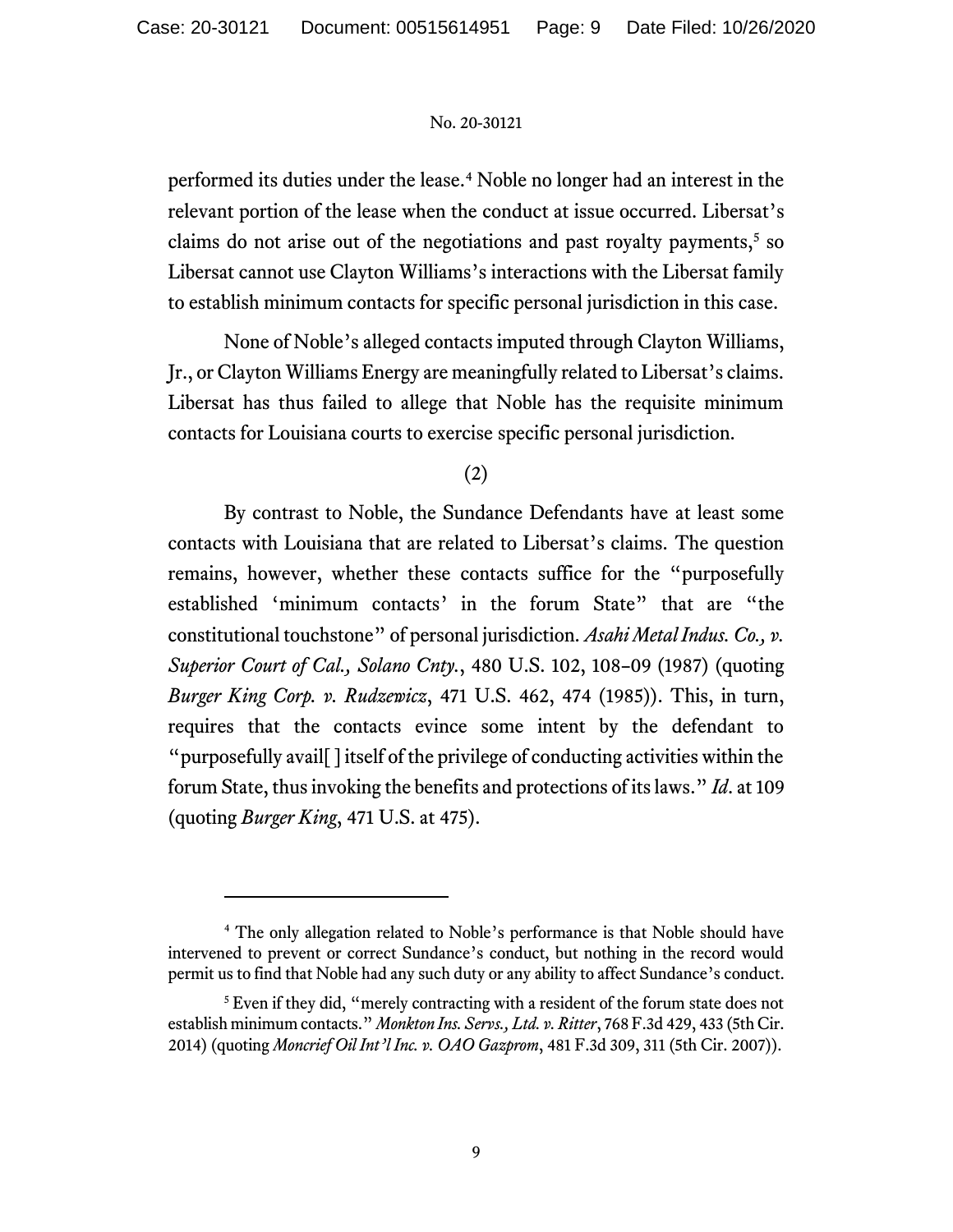performed its duties under the lease.[4] Noble no longer had an interest in the relevant portion of the lease when the conduct at issue occurred. Libersat's claims do not arise out of the negotiations and past royalty payments,[5] so Libersat cannot use Clayton Williams's interactions with the Libersat family to establish minimum contacts for specific personal jurisdiction in this case.

None of Noble's alleged contacts imputed through Clayton Williams, Jr., or Clayton Williams Energy are meaningfully related to Libersat's claims. Libersat has thus failed to allege that Noble has the requisite minimum contacts for Louisiana courts to exercise specific personal jurisdiction.

(2)

By contrast to Noble, the Sundance Defendants have at least some contacts with Louisiana that are related to Libersat's claims. The question remains, however, whether these contacts suffice for the "purposefully established 'minimum contacts' in the forum State" that are "the constitutional touchstone" of personal jurisdiction. *Asahi Metal Indus. Co., v. Superior Court of Cal., Solano Cnty.*, 480 U.S. 102, 108–09 (1987) (quoting *Burger King Corp. v. Rudzewicz*, 471 U.S. 462, 474 (1985)). This, in turn, requires that the contacts evince some intent by the defendant to "purposefully avail[ ] itself of the privilege of conducting activities within the forum State, thus invoking the benefits and protections of its laws." *Id.* at 109 (quoting *Burger King*, 471 U.S. at 475).

---

[4] The only allegation related to Noble's performance is that Noble should have intervened to prevent or correct Sundance's conduct, but nothing in the record would permit us to find that Noble had any such duty or any ability to affect Sundance's conduct.

[5] Even if they did, "merely contracting with a resident of the forum state does not establish minimum contacts." *Monkton Ins. Servs., Ltd. v. Ritter*, 768 F.3d 429, 433 (5th Cir. 2014) (quoting *Moncrief Oil Int'l Inc. v. OAO Gazprom*, 481 F.3d 309, 311 (5th Cir. 2007)).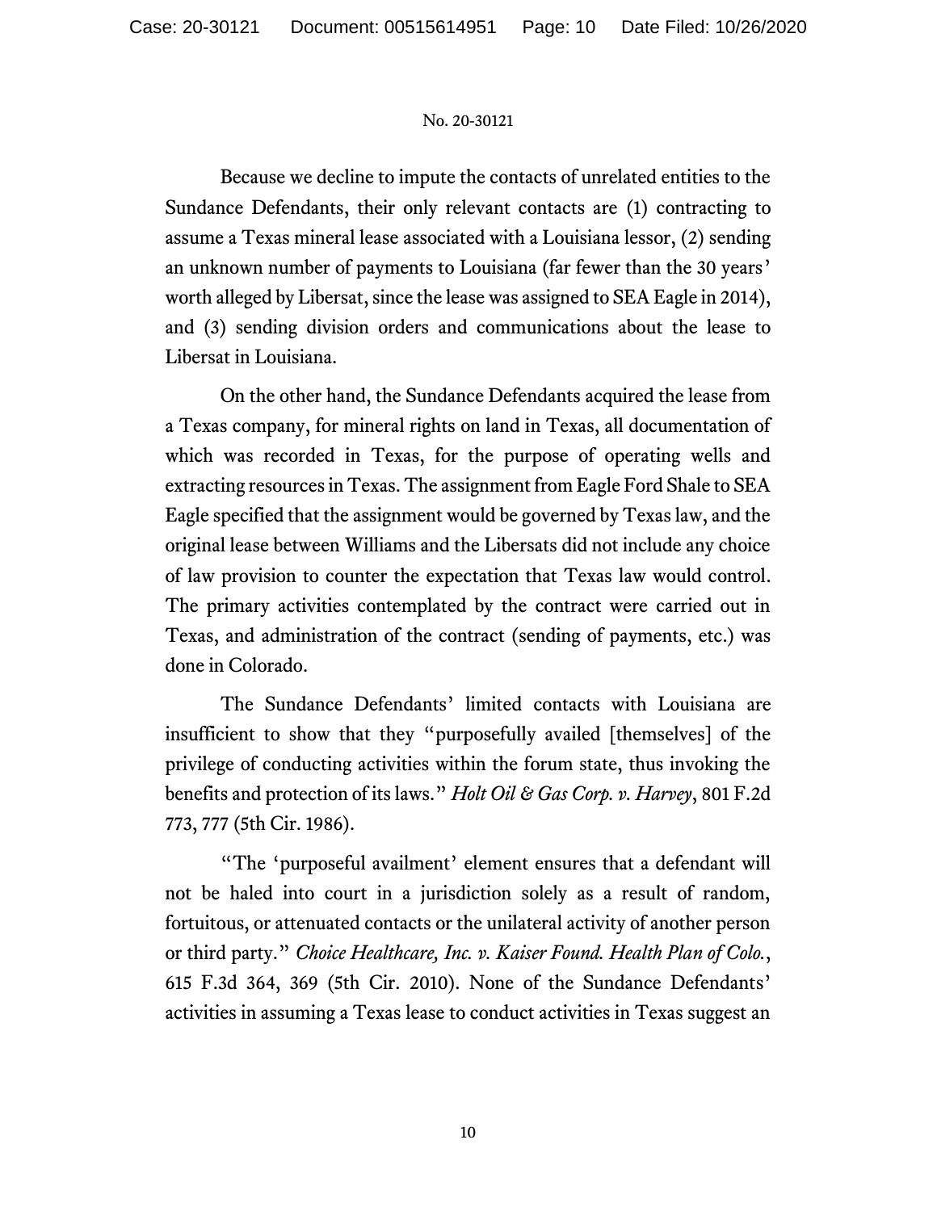Because we decline to impute the contacts of unrelated entities to the Sundance Defendants, their only relevant contacts are (1) contracting to assume a Texas mineral lease associated with a Louisiana lessor, (2) sending an unknown number of payments to Louisiana (far fewer than the 30 years' worth alleged by Libersat, since the lease was assigned to SEA Eagle in 2014), and (3) sending division orders and communications about the lease to Libersat in Louisiana.

On the other hand, the Sundance Defendants acquired the lease from a Texas company, for mineral rights on land in Texas, all documentation of which was recorded in Texas, for the purpose of operating wells and extracting resources in Texas. The assignment from Eagle Ford Shale to SEA Eagle specified that the assignment would be governed by Texas law, and the original lease between Williams and the Libersats did not include any choice of law provision to counter the expectation that Texas law would control. The primary activities contemplated by the contract were carried out in Texas, and administration of the contract (sending of payments, etc.) was done in Colorado.

The Sundance Defendants' limited contacts with Louisiana are insufficient to show that they "purposefully availed [themselves] of the privilege of conducting activities within the forum state, thus invoking the benefits and protection of its laws." *Holt Oil & Gas Corp. v. Harvey*, 801 F.2d 773, 777 (5th Cir. 1986).

"The 'purposeful availment' element ensures that a defendant will not be haled into court in a jurisdiction solely as a result of random, fortuitous, or attenuated contacts or the unilateral activity of another person or third party." *Choice Healthcare, Inc. v. Kaiser Found. Health Plan of Colo.*, 615 F.3d 364, 369 (5th Cir. 2010). None of the Sundance Defendants' activities in assuming a Texas lease to conduct activities in Texas suggest an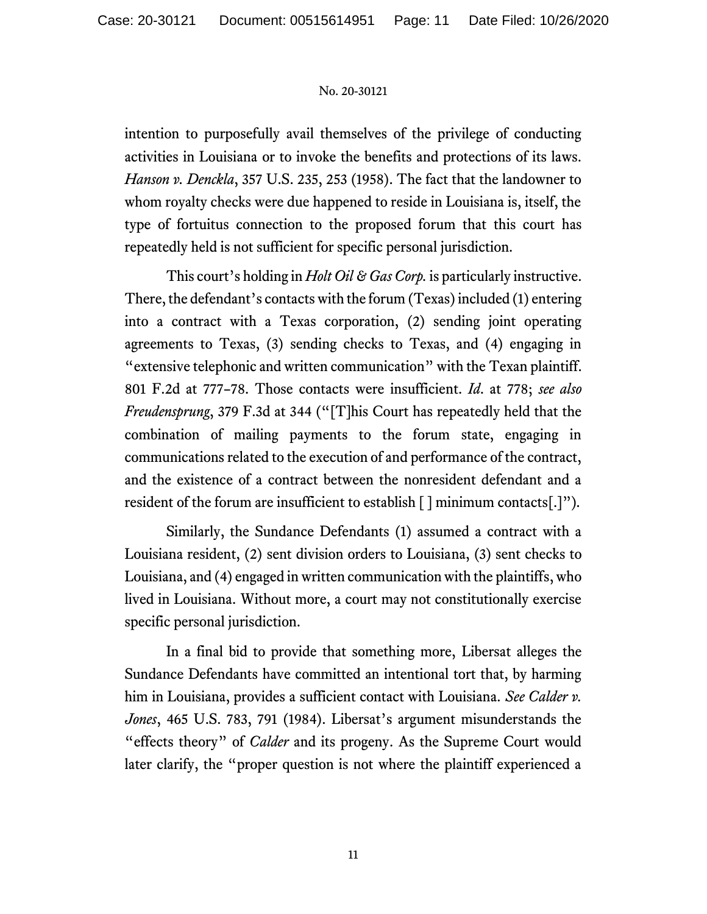intention to purposefully avail themselves of the privilege of conducting activities in Louisiana or to invoke the benefits and protections of its laws. *Hanson v. Denckla*, 357 U.S. 235, 253 (1958). The fact that the landowner to whom royalty checks were due happened to reside in Louisiana is, itself, the type of fortuitus connection to the proposed forum that this court has repeatedly held is not sufficient for specific personal jurisdiction.

This court's holding in *Holt Oil & Gas Corp.* is particularly instructive. There, the defendant's contacts with the forum (Texas) included (1) entering into a contract with a Texas corporation, (2) sending joint operating agreements to Texas, (3) sending checks to Texas, and (4) engaging in "extensive telephonic and written communication" with the Texan plaintiff. 801 F.2d at 777–78. Those contacts were insufficient. *Id*. at 778; *see also Freudensprung*, 379 F.3d at 344 ("[T]his Court has repeatedly held that the combination of mailing payments to the forum state, engaging in communications related to the execution of and performance of the contract, and the existence of a contract between the nonresident defendant and a resident of the forum are insufficient to establish [ ] minimum contacts[.]").

Similarly, the Sundance Defendants (1) assumed a contract with a Louisiana resident, (2) sent division orders to Louisiana, (3) sent checks to Louisiana, and (4) engaged in written communication with the plaintiffs, who lived in Louisiana. Without more, a court may not constitutionally exercise specific personal jurisdiction.

In a final bid to provide that something more, Libersat alleges the Sundance Defendants have committed an intentional tort that, by harming him in Louisiana, provides a sufficient contact with Louisiana. *See Calder v. Jones*, 465 U.S. 783, 791 (1984). Libersat's argument misunderstands the "effects theory" of *Calder* and its progeny. As the Supreme Court would later clarify, the "proper question is not where the plaintiff experienced a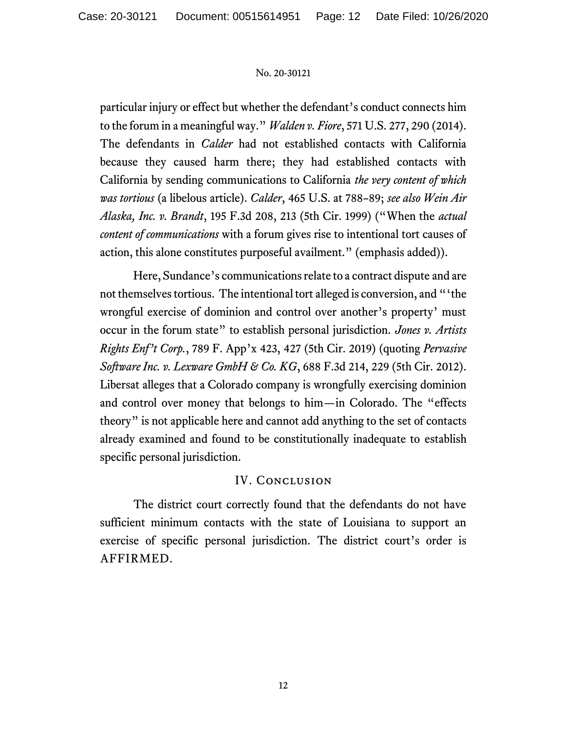particular injury or effect but whether the defendant's conduct connects him to the forum in a meaningful way." *Walden v. Fiore*, 571 U.S. 277, 290 (2014). The defendants in *Calder* had not established contacts with California because they caused harm there; they had established contacts with California by sending communications to California *the very content of which was tortious* (a libelous article). *Calder*, 465 U.S. at 788–89; *see also Wein Air Alaska, Inc. v. Brandt*, 195 F.3d 208, 213 (5th Cir. 1999) ("When the *actual content of communications* with a forum gives rise to intentional tort causes of action, this alone constitutes purposeful availment." (emphasis added)).

Here, Sundance's communications relate to a contract dispute and are not themselves tortious. The intentional tort alleged is conversion, and "'the wrongful exercise of dominion and control over another's property' must occur in the forum state" to establish personal jurisdiction. *Jones v. Artists Rights Enf't Corp.*, 789 F. App'x 423, 427 (5th Cir. 2019) (quoting *Pervasive Software Inc. v. Lexware GmbH & Co. KG*, 688 F.3d 214, 229 (5th Cir. 2012). Libersat alleges that a Colorado company is wrongfully exercising dominion and control over money that belongs to him—in Colorado. The "effects theory" is not applicable here and cannot add anything to the set of contacts already examined and found to be constitutionally inadequate to establish specific personal jurisdiction.

## IV. Conclusion

The district court correctly found that the defendants do not have sufficient minimum contacts with the state of Louisiana to support an exercise of specific personal jurisdiction. The district court's order is AFFIRMED.